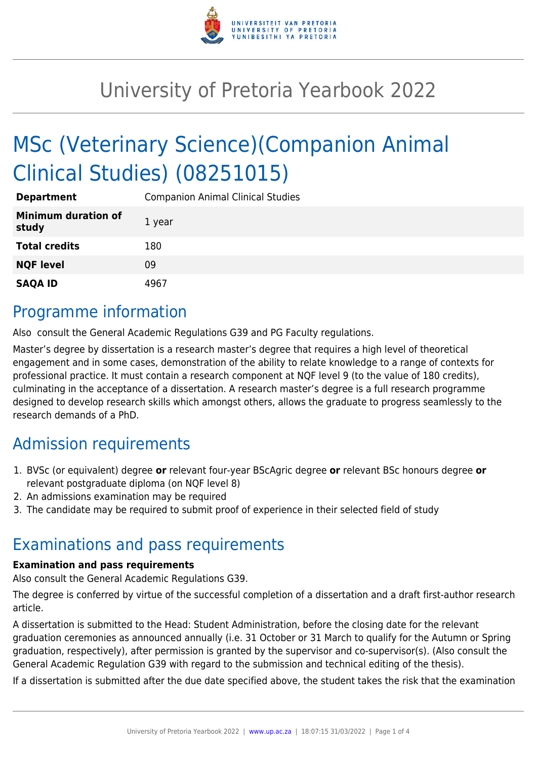# University of Pretoria Yearbook 2022

# MSc (Veterinary Science)(Companion Animal Clinical Studies) (08251015)

| | |
|---|---|
| **Department** | Companion Animal Clinical Studies |
| **Minimum duration of study** | 1 year |
| **Total credits** | 180 |
| **NQF level** | 09 |
| **SAQA ID** | 4967 |

## Programme information

Also consult the General Academic Regulations G39 and PG Faculty regulations.

Master's degree by dissertation is a research master's degree that requires a high level of theoretical engagement and in some cases, demonstration of the ability to relate knowledge to a range of contexts for professional practice. It must contain a research component at NQF level 9 (to the value of 180 credits), culminating in the acceptance of a dissertation. A research master's degree is a full research programme designed to develop research skills which amongst others, allows the graduate to progress seamlessly to the research demands of a PhD.

## Admission requirements

1. BVSc (or equivalent) degree **or** relevant four-year BScAgric degree **or** relevant BSc honours degree **or** relevant postgraduate diploma (on NQF level 8)
2. An admissions examination may be required
3. The candidate may be required to submit proof of experience in their selected field of study

## Examinations and pass requirements

**Examination and pass requirements**

Also consult the General Academic Regulations G39.

The degree is conferred by virtue of the successful completion of a dissertation and a draft first-author research article.

A dissertation is submitted to the Head: Student Administration, before the closing date for the relevant graduation ceremonies as announced annually (i.e. 31 October or 31 March to qualify for the Autumn or Spring graduation, respectively), after permission is granted by the supervisor and co-supervisor(s). (Also consult the General Academic Regulation G39 with regard to the submission and technical editing of the thesis).

If a dissertation is submitted after the due date specified above, the student takes the risk that the examination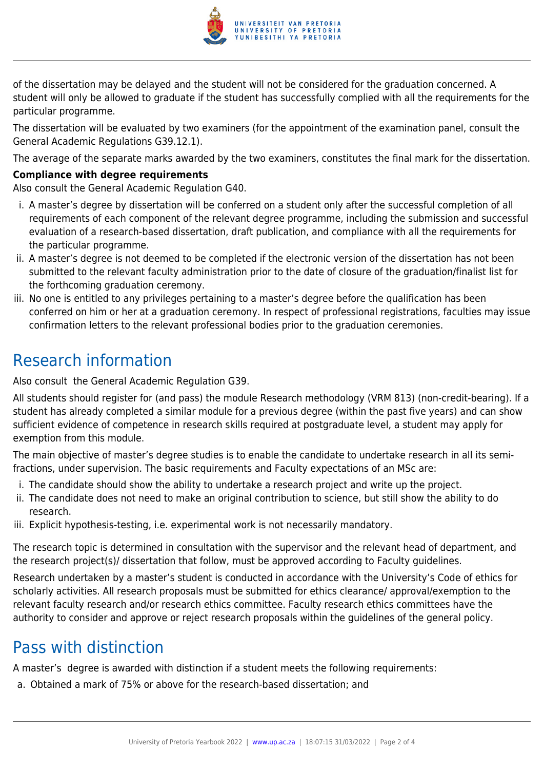of the dissertation may be delayed and the student will not be considered for the graduation concerned. A student will only be allowed to graduate if the student has successfully complied with all the requirements for the particular programme.

The dissertation will be evaluated by two examiners (for the appointment of the examination panel, consult the General Academic Regulations G39.12.1).

The average of the separate marks awarded by the two examiners, constitutes the final mark for the dissertation.

**Compliance with degree requirements**

Also consult the General Academic Regulation G40.

i. A master's degree by dissertation will be conferred on a student only after the successful completion of all requirements of each component of the relevant degree programme, including the submission and successful evaluation of a research-based dissertation, draft publication, and compliance with all the requirements for the particular programme.
ii. A master's degree is not deemed to be completed if the electronic version of the dissertation has not been submitted to the relevant faculty administration prior to the date of closure of the graduation/finalist list for the forthcoming graduation ceremony.
iii. No one is entitled to any privileges pertaining to a master's degree before the qualification has been conferred on him or her at a graduation ceremony. In respect of professional registrations, faculties may issue confirmation letters to the relevant professional bodies prior to the graduation ceremonies.

## Research information

Also consult the General Academic Regulation G39.

All students should register for (and pass) the module Research methodology (VRM 813) (non-credit-bearing). If a student has already completed a similar module for a previous degree (within the past five years) and can show sufficient evidence of competence in research skills required at postgraduate level, a student may apply for exemption from this module.

The main objective of master's degree studies is to enable the candidate to undertake research in all its semi-fractions, under supervision. The basic requirements and Faculty expectations of an MSc are:

i. The candidate should show the ability to undertake a research project and write up the project.
ii. The candidate does not need to make an original contribution to science, but still show the ability to do research.
iii. Explicit hypothesis-testing, i.e. experimental work is not necessarily mandatory.

The research topic is determined in consultation with the supervisor and the relevant head of department, and the research project(s)/ dissertation that follow, must be approved according to Faculty guidelines.

Research undertaken by a master's student is conducted in accordance with the University's Code of ethics for scholarly activities. All research proposals must be submitted for ethics clearance/ approval/exemption to the relevant faculty research and/or research ethics committee. Faculty research ethics committees have the authority to consider and approve or reject research proposals within the guidelines of the general policy.

## Pass with distinction

A master's degree is awarded with distinction if a student meets the following requirements:

a. Obtained a mark of 75% or above for the research-based dissertation; and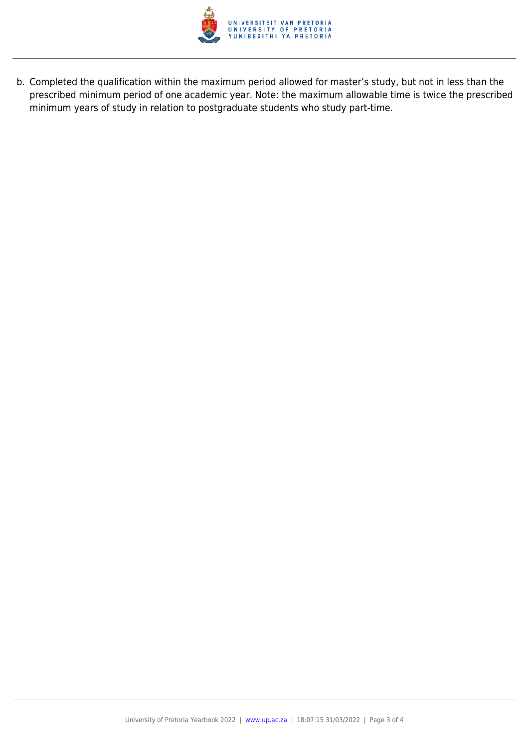b. Completed the qualification within the maximum period allowed for master's study, but not in less than the prescribed minimum period of one academic year. Note: the maximum allowable time is twice the prescribed minimum years of study in relation to postgraduate students who study part-time.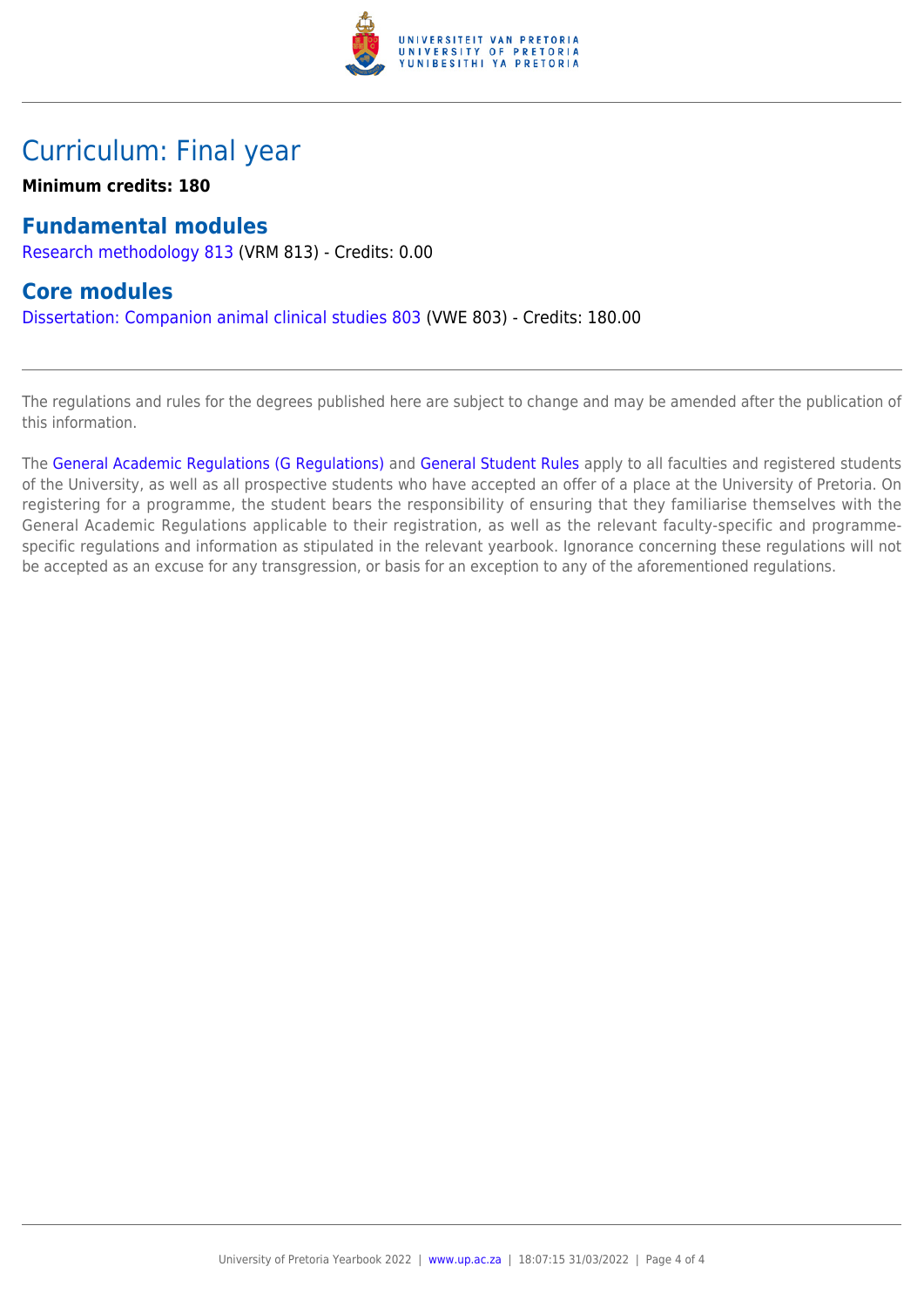# Curriculum: Final year

**Minimum credits: 180**

## Fundamental modules

Research methodology 813 (VRM 813) - Credits: 0.00

## Core modules

Dissertation: Companion animal clinical studies 803 (VWE 803) - Credits: 180.00

---

The regulations and rules for the degrees published here are subject to change and may be amended after the publication of this information.

The General Academic Regulations (G Regulations) and General Student Rules apply to all faculties and registered students of the University, as well as all prospective students who have accepted an offer of a place at the University of Pretoria. On registering for a programme, the student bears the responsibility of ensuring that they familiarise themselves with the General Academic Regulations applicable to their registration, as well as the relevant faculty-specific and programme-specific regulations and information as stipulated in the relevant yearbook. Ignorance concerning these regulations will not be accepted as an excuse for any transgression, or basis for an exception to any of the aforementioned regulations.